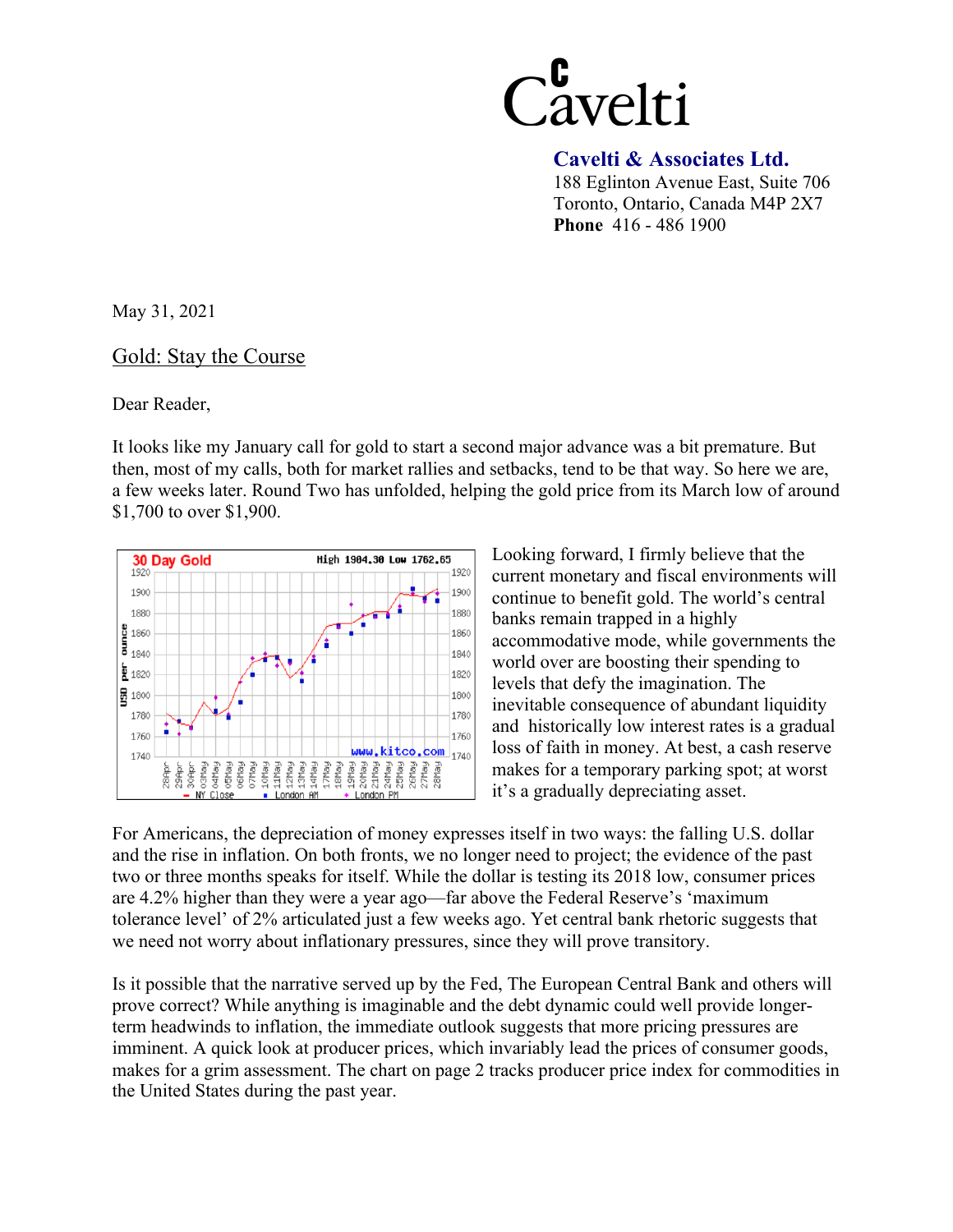# Cavelti

**Cavelti & Associates Ltd.**
188 Eglinton Avenue East, Suite 706
Toronto, Ontario, Canada M4P 2X7
**Phone** 416 - 486 1900

May 31, 2021

## Gold: Stay the Course

Dear Reader,

It looks like my January call for gold to start a second major advance was a bit premature. But then, most of my calls, both for market rallies and setbacks, tend to be that way. So here we are, a few weeks later. Round Two has unfolded, helping the gold price from its March low of around $1,700 to over $1,900.

Looking forward, I firmly believe that the current monetary and fiscal environments will continue to benefit gold. The world's central banks remain trapped in a highly accommodative mode, while governments the world over are boosting their spending to levels that defy the imagination. The inevitable consequence of abundant liquidity and historically low interest rates is a gradual loss of faith in money. At best, a cash reserve makes for a temporary parking spot; at worst it's a gradually depreciating asset.

For Americans, the depreciation of money expresses itself in two ways: the falling U.S. dollar and the rise in inflation. On both fronts, we no longer need to project; the evidence of the past two or three months speaks for itself. While the dollar is testing its 2018 low, consumer prices are 4.2% higher than they were a year ago—far above the Federal Reserve's 'maximum tolerance level' of 2% articulated just a few weeks ago. Yet central bank rhetoric suggests that we need not worry about inflationary pressures, since they will prove transitory.

Is it possible that the narrative served up by the Fed, The European Central Bank and others will prove correct? While anything is imaginable and the debt dynamic could well provide longer-term headwinds to inflation, the immediate outlook suggests that more pricing pressures are imminent. A quick look at producer prices, which invariably lead the prices of consumer goods, makes for a grim assessment. The chart on page 2 tracks producer price index for commodities in the United States during the past year.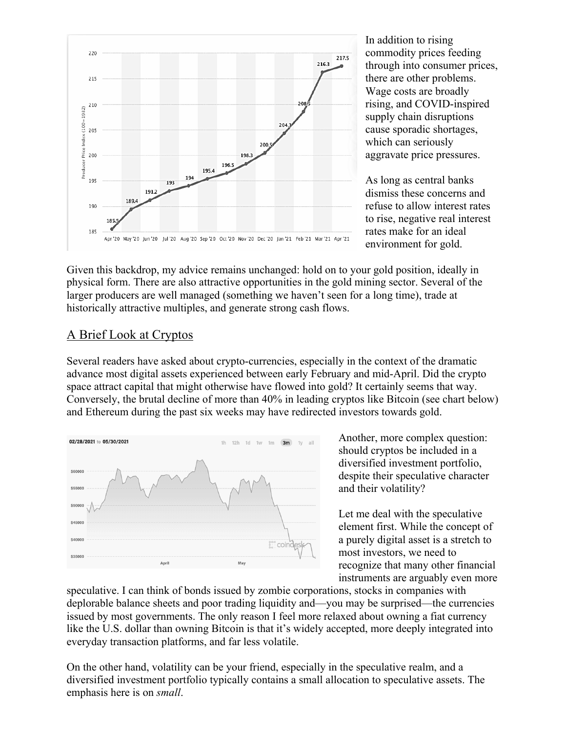In addition to rising commodity prices feeding through into consumer prices, there are other problems. Wage costs are broadly rising, and COVID-inspired supply chain disruptions cause sporadic shortages, which can seriously aggravate price pressures.

As long as central banks dismiss these concerns and refuse to allow interest rates to rise, negative real interest rates make for an ideal environment for gold.

Given this backdrop, my advice remains unchanged: hold on to your gold position, ideally in physical form. There are also attractive opportunities in the gold mining sector. Several of the larger producers are well managed (something we haven't seen for a long time), trade at historically attractive multiples, and generate strong cash flows.

## A Brief Look at Cryptos

Several readers have asked about crypto-currencies, especially in the context of the dramatic advance most digital assets experienced between early February and mid-April. Did the crypto space attract capital that might otherwise have flowed into gold? It certainly seems that way. Conversely, the brutal decline of more than 40% in leading cryptos like Bitcoin (see chart below) and Ethereum during the past six weeks may have redirected investors towards gold.

Another, more complex question: should cryptos be included in a diversified investment portfolio, despite their speculative character and their volatility?

Let me deal with the speculative element first. While the concept of a purely digital asset is a stretch to most investors, we need to recognize that many other financial instruments are arguably even more speculative. I can think of bonds issued by zombie corporations, stocks in companies with deplorable balance sheets and poor trading liquidity and—you may be surprised—the currencies issued by most governments. The only reason I feel more relaxed about owning a fiat currency like the U.S. dollar than owning Bitcoin is that it's widely accepted, more deeply integrated into everyday transaction platforms, and far less volatile.

On the other hand, volatility can be your friend, especially in the speculative realm, and a diversified investment portfolio typically contains a small allocation to speculative assets. The emphasis here is on *small*.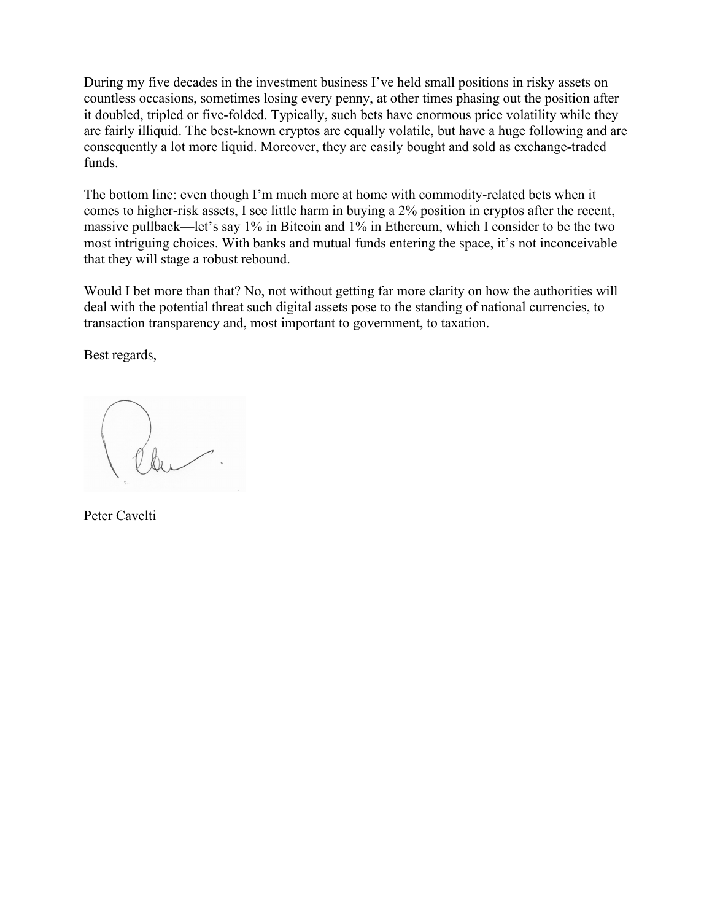During my five decades in the investment business I've held small positions in risky assets on countless occasions, sometimes losing every penny, at other times phasing out the position after it doubled, tripled or five-folded. Typically, such bets have enormous price volatility while they are fairly illiquid. The best-known cryptos are equally volatile, but have a huge following and are consequently a lot more liquid. Moreover, they are easily bought and sold as exchange-traded funds.

The bottom line: even though I'm much more at home with commodity-related bets when it comes to higher-risk assets, I see little harm in buying a 2% position in cryptos after the recent, massive pullback—let's say 1% in Bitcoin and 1% in Ethereum, which I consider to be the two most intriguing choices. With banks and mutual funds entering the space, it's not inconceivable that they will stage a robust rebound.

Would I bet more than that? No, not without getting far more clarity on how the authorities will deal with the potential threat such digital assets pose to the standing of national currencies, to transaction transparency and, most important to government, to taxation.

Best regards,

Peter Cavelti